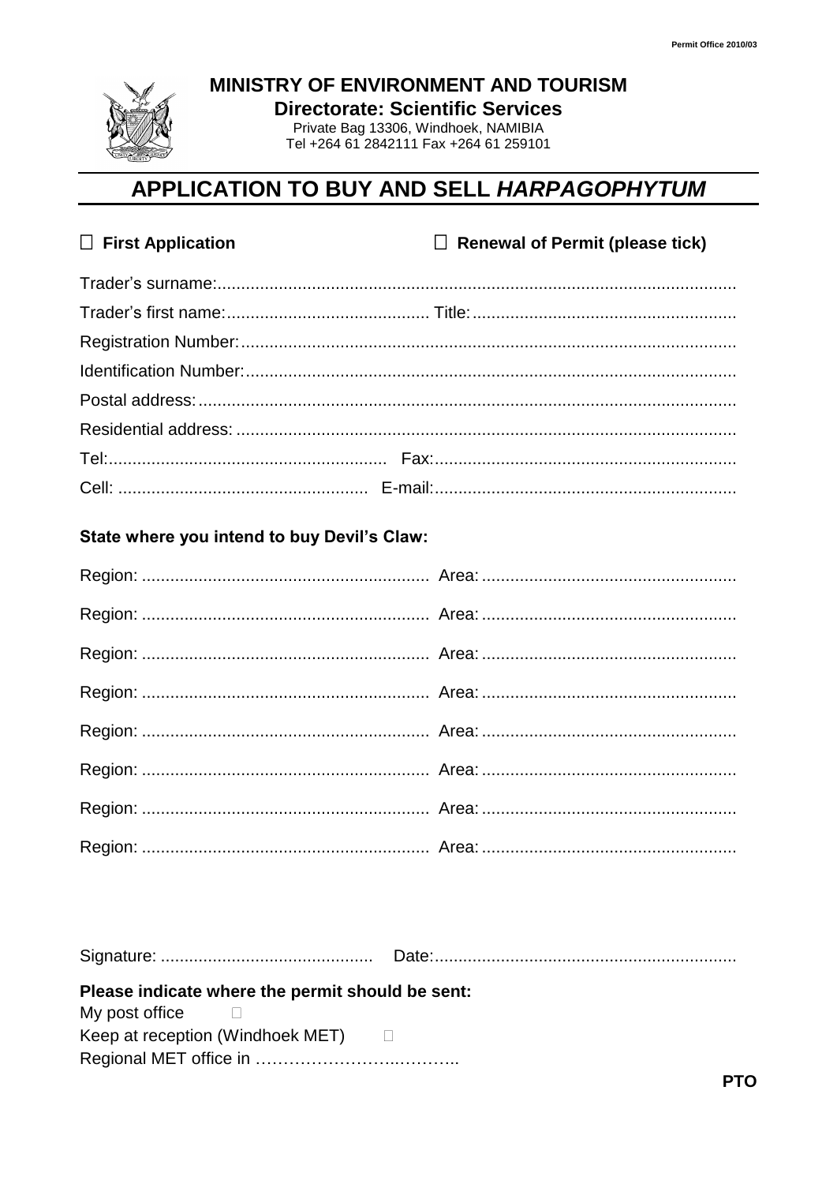Permit Office 2010/03

**MINISTRY OF ENVIRONMENT AND TOURISM**

**Directorate: Scientific Services**

Private Bag 13306, Windhoek, NAMIBIA
Tel +264 61 2842111 Fax +264 61 259101

# APPLICATION TO BUY AND SELL *HARPAGOPHYTUM*

☐ **First Application** ☐ **Renewal of Permit (please tick)**

Trader's surname:..........................................................................................................

Trader's first name:.......................................... Title:......................................................

Registration Number:......................................................................................................

Identification Number:.....................................................................................................

Postal address:...............................................................................................................

Residential address: .......................................................................................................

Tel:.......................................................... Fax:...............................................................

Cell: .................................................... E-mail:..............................................................

**State where you intend to buy Devil's Claw:**

Region: ........................................................... Area: ....................................................

Region: ........................................................... Area: ....................................................

Region: ........................................................... Area: ....................................................

Region: ........................................................... Area: ....................................................

Region: ........................................................... Area: ....................................................

Region: ........................................................... Area: ....................................................

Region: ........................................................... Area: ....................................................

Region: ........................................................... Area: ....................................................

Signature: ............................................ Date:...............................................................

**Please indicate where the permit should be sent:**

My post office ☐

Keep at reception (Windhoek MET) ☐

Regional MET office in …………………….………..

**PTO**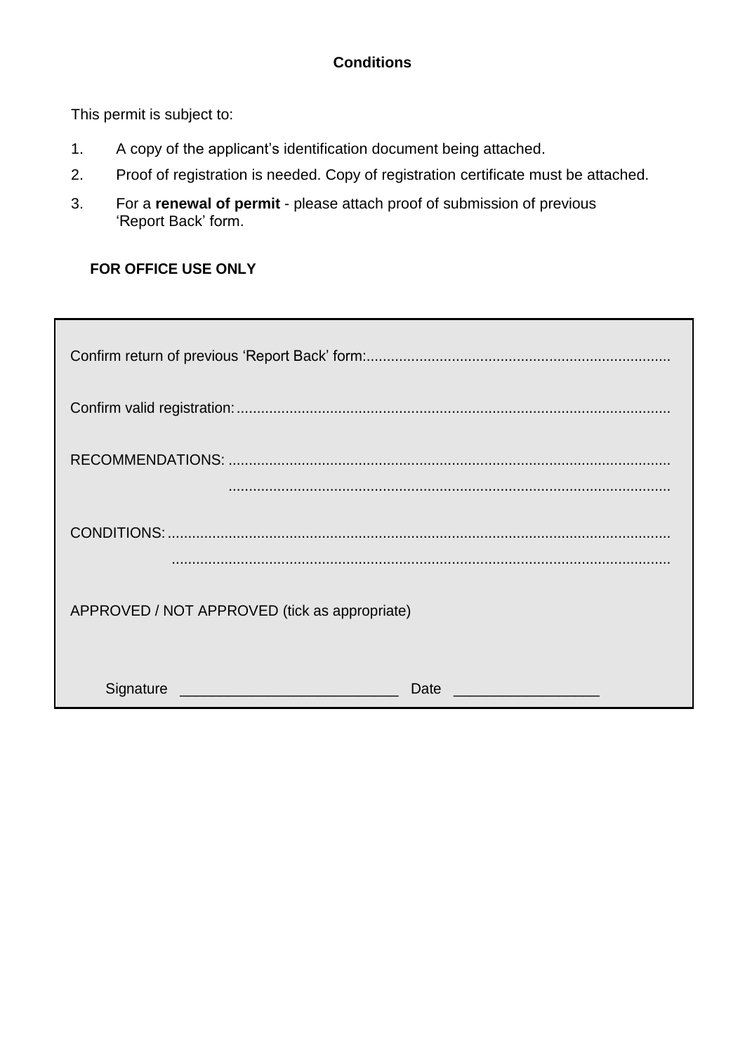**Conditions**

This permit is subject to:

1. A copy of the applicant's identification document being attached.
2. Proof of registration is needed. Copy of registration certificate must be attached.
3. For a **renewal of permit** - please attach proof of submission of previous 'Report Back' form.

**FOR OFFICE USE ONLY**

Confirm return of previous 'Report Back' form:..........................................................................

Confirm valid registration:.........................................................................................................

RECOMMENDATIONS: ..........................................................................................................
..........................................................................................................

CONDITIONS: ..........................................................................................................................
..........................................................................................................................

APPROVED / NOT APPROVED (tick as appropriate)

Signature __________________________ Date _________________